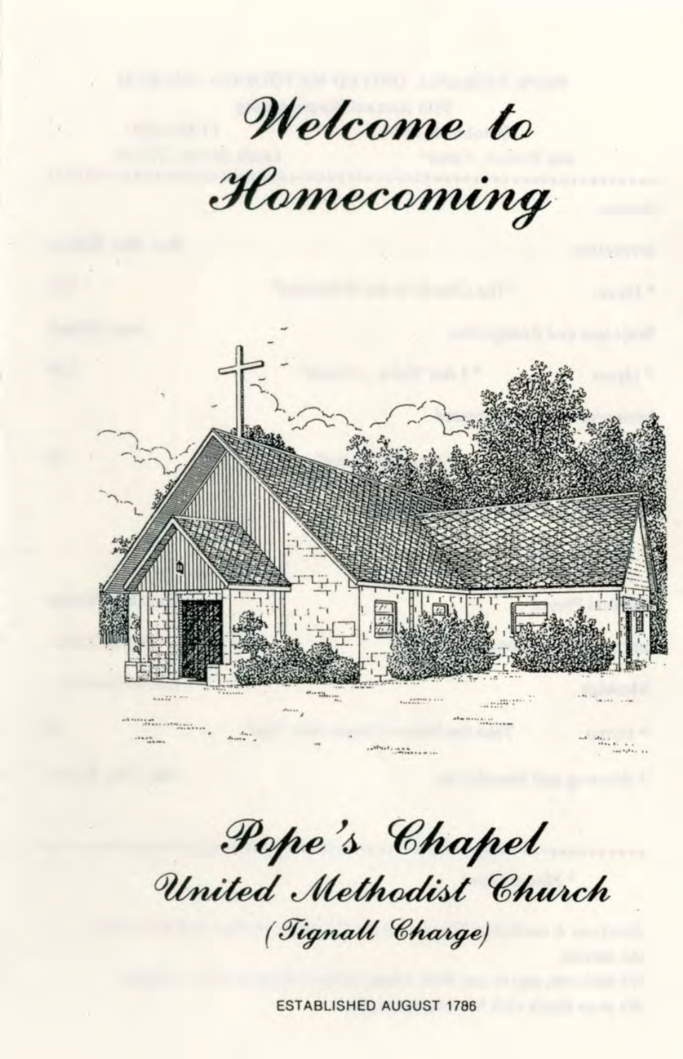# Welcome to Homecoming

# Pope's Chapel

## United Methodist Church

*(Tignall Charge)*

ESTABLISHED AUGUST 1786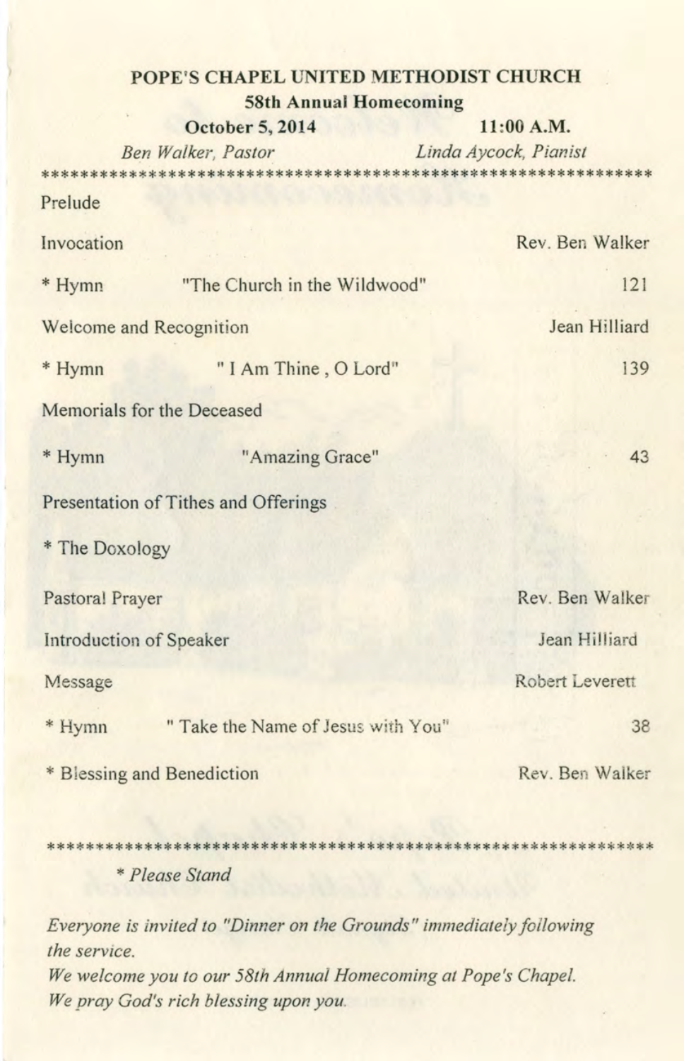**POPE'S CHAPEL UNITED METHODIST CHURCH**

**58th Annual Homecoming**

**October 5, 2014** **11:00 A.M.**

*Ben Walker, Pastor* *Linda Aycock, Pianist*

\*\*\*\*\*\*\*\*\*\*\*\*\*\*\*\*\*\*\*\*\*\*\*\*\*\*\*\*\*\*\*\*\*\*\*\*\*\*\*\*\*\*\*\*\*\*\*\*\*\*\*\*\*\*\*\*\*\*\*\*\*\*\*

Prelude

Invocation — Rev. Ben Walker

\* Hymn "The Church in the Wildwood" 121

Welcome and Recognition — Jean Hilliard

\* Hymn " I Am Thine , O Lord" 139

Memorials for the Deceased

\* Hymn "Amazing Grace" 43

Presentation of Tithes and Offerings

\* The Doxology

Pastoral Prayer — Rev. Ben Walker

Introduction of Speaker — Jean Hilliard

Message — Robert Leverett

\* Hymn " Take the Name of Jesus with You" 38

\* Blessing and Benediction — Rev. Ben Walker

\*\*\*\*\*\*\*\*\*\*\*\*\*\*\*\*\*\*\*\*\*\*\*\*\*\*\*\*\*\*\*\*\*\*\*\*\*\*\*\*\*\*\*\*\*\*\*\*\*\*\*\*\*\*\*\*\*\*\*\*\*\*\*

\* *Please Stand*

*Everyone is invited to "Dinner on the Grounds" immediately following the service.*

*We welcome you to our 58th Annual Homecoming at Pope's Chapel.*

*We pray God's rich blessing upon you.*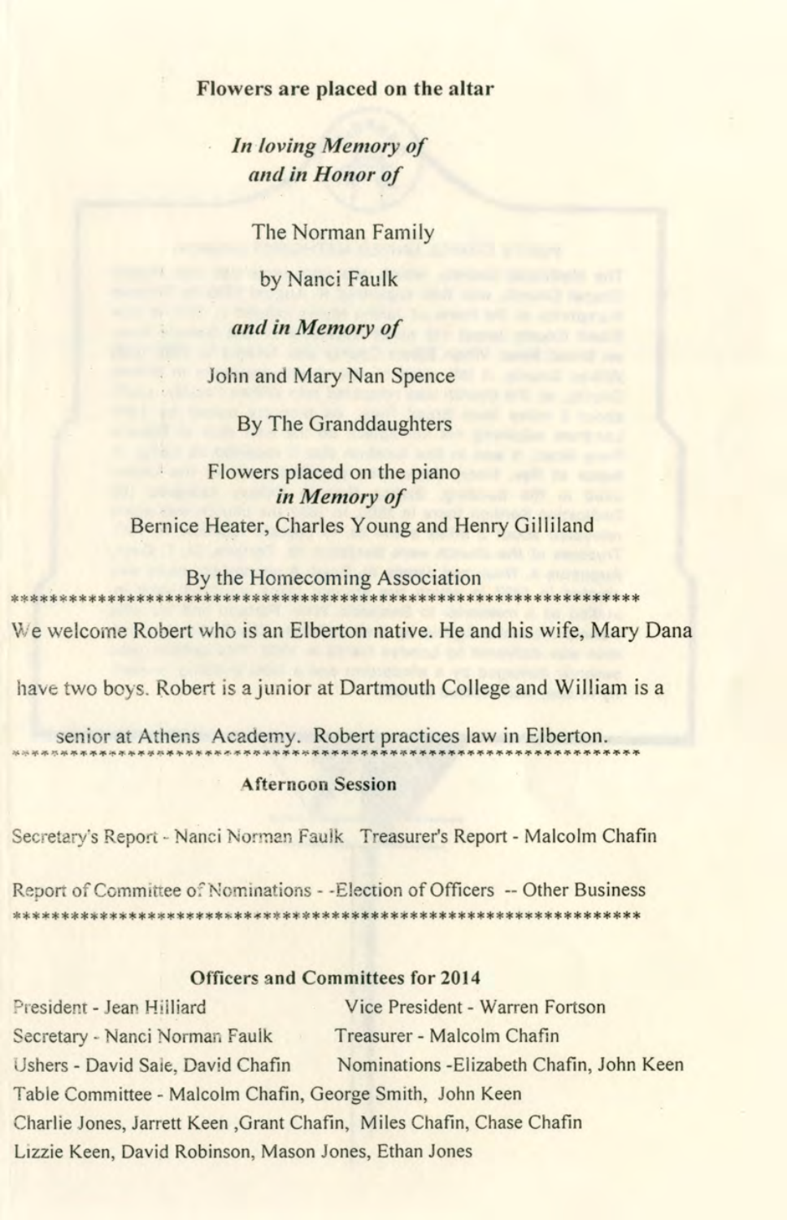**Flowers are placed on the altar**

***In loving Memory of***
***and in Honor of***

The Norman Family

by Nanci Faulk

***and in Memory of***

John and Mary Nan Spence

By The Granddaughters

Flowers placed on the piano
*in Memory of*
Bernice Heater, Charles Young and Henry Gilliland

By the Homecoming Association

*****************************************************************

We welcome Robert who is an Elberton native. He and his wife, Mary Dana have two boys. Robert is a junior at Dartmouth College and William is a senior at Athens Academy. Robert practices law in Elberton.

*****************************************************************

**Afternoon Session**

Secretary's Report - Nanci Norman Faulk Treasurer's Report - Malcolm Chafin

Report of Committee of Nominations - -Election of Officers -- Other Business

*****************************************************************

**Officers and Committees for 2014**

President - Jean Hilliard
Vice President - Warren Fortson
Secretary - Nanci Norman Faulk
Treasurer - Malcolm Chafin
Ushers - David Sale, David Chafin
Nominations -Elizabeth Chafin, John Keen
Table Committee - Malcolm Chafin, George Smith, John Keen
Charlie Jones, Jarrett Keen ,Grant Chafin, Miles Chafin, Chase Chafin
Lizzie Keen, David Robinson, Mason Jones, Ethan Jones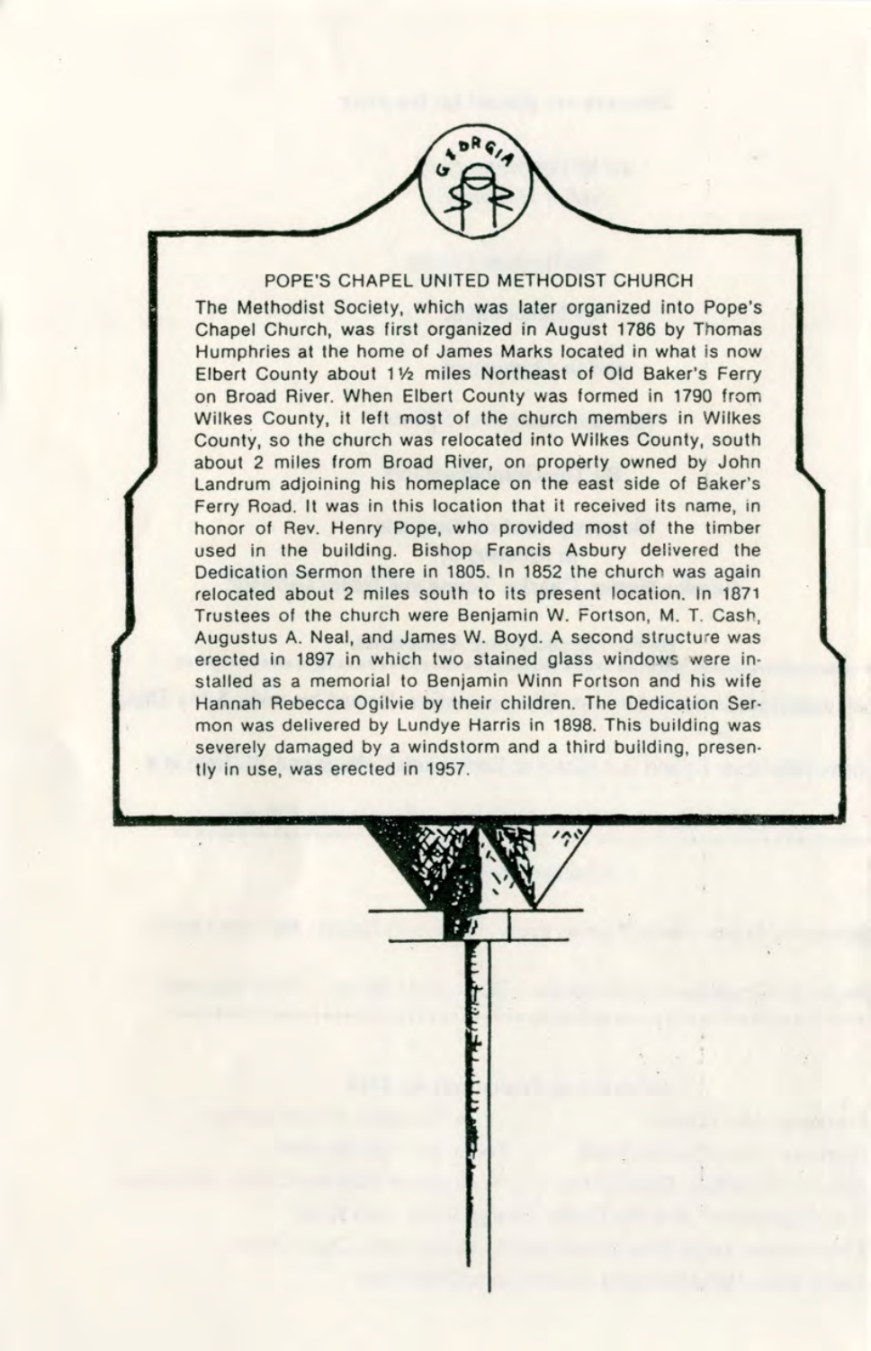## POPE'S CHAPEL UNITED METHODIST CHURCH

The Methodist Society, which was later organized into Pope's Chapel Church, was first organized in August 1786 by Thomas Humphries at the home of James Marks located in what is now Elbert County about 1½ miles Northeast of Old Baker's Ferry on Broad River. When Elbert County was formed in 1790 from Wilkes County, it left most of the church members in Wilkes County, so the church was relocated into Wilkes County, south about 2 miles from Broad River, on property owned by John Landrum adjoining his homeplace on the east side of Baker's Ferry Road. It was in this location that it received its name, in honor of Rev. Henry Pope, who provided most of the timber used in the building. Bishop Francis Asbury delivered the Dedication Sermon there in 1805. In 1852 the church was again relocated about 2 miles south to its present location. In 1871 Trustees of the church were Benjamin W. Fortson, M. T. Cash, Augustus A. Neal, and James W. Boyd. A second structure was erected in 1897 in which two stained glass windows were installed as a memorial to Benjamin Winn Fortson and his wife Hannah Rebecca Ogilvie by their children. The Dedication Sermon was delivered by Lundye Harris in 1898. This building was severely damaged by a windstorm and a third building, presently in use, was erected in 1957.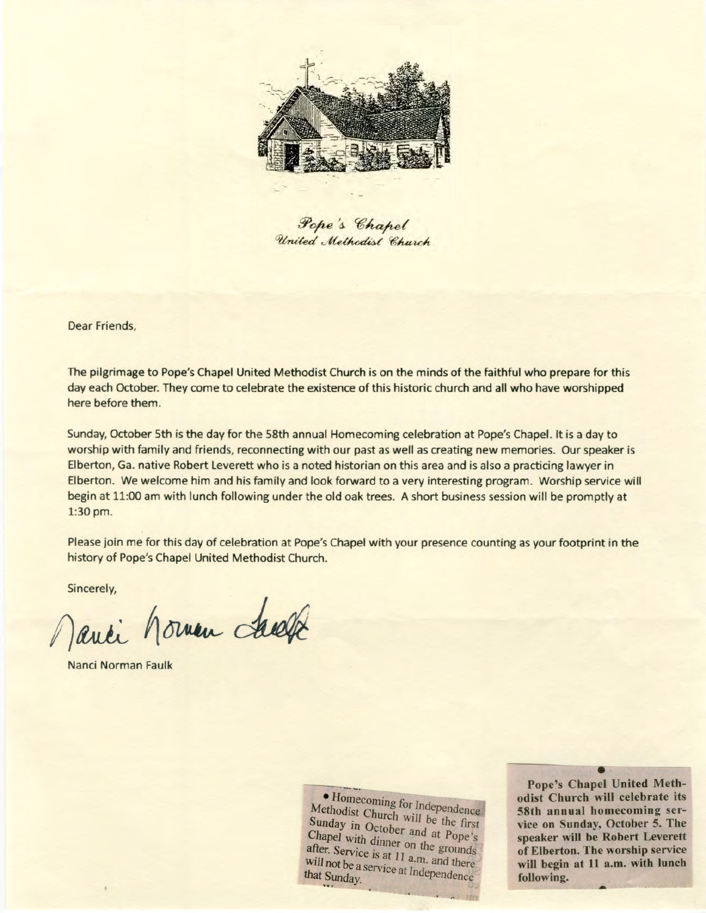*Pope's Chapel*
*United Methodist Church*

Dear Friends,

The pilgrimage to Pope's Chapel United Methodist Church is on the minds of the faithful who prepare for this day each October. They come to celebrate the existence of this historic church and all who have worshipped here before them.

Sunday, October 5th is the day for the 58th annual Homecoming celebration at Pope's Chapel. It is a day to worship with family and friends, reconnecting with our past as well as creating new memories. Our speaker is Elberton, Ga. native Robert Leverett who is a noted historian on this area and is also a practicing lawyer in Elberton. We welcome him and his family and look forward to a very interesting program. Worship service will begin at 11:00 am with lunch following under the old oak trees. A short business session will be promptly at 1:30 pm.

Please join me for this day of celebration at Pope's Chapel with your presence counting as your footprint in the history of Pope's Chapel United Methodist Church.

Sincerely,

Nanci Norman Faulk

Nanci Norman Faulk

• Homecoming for Independence Methodist Church will be the first Sunday in October and at Pope's Chapel with dinner on the grounds after. Service is at 11 a.m. and there will not be a service at Independence that Sunday.

**Pope's Chapel United Methodist Church will celebrate its 58th annual homecoming service on Sunday, October 5. The speaker will be Robert Leverett of Elberton. The worship service will begin at 11 a.m. with lunch following.**